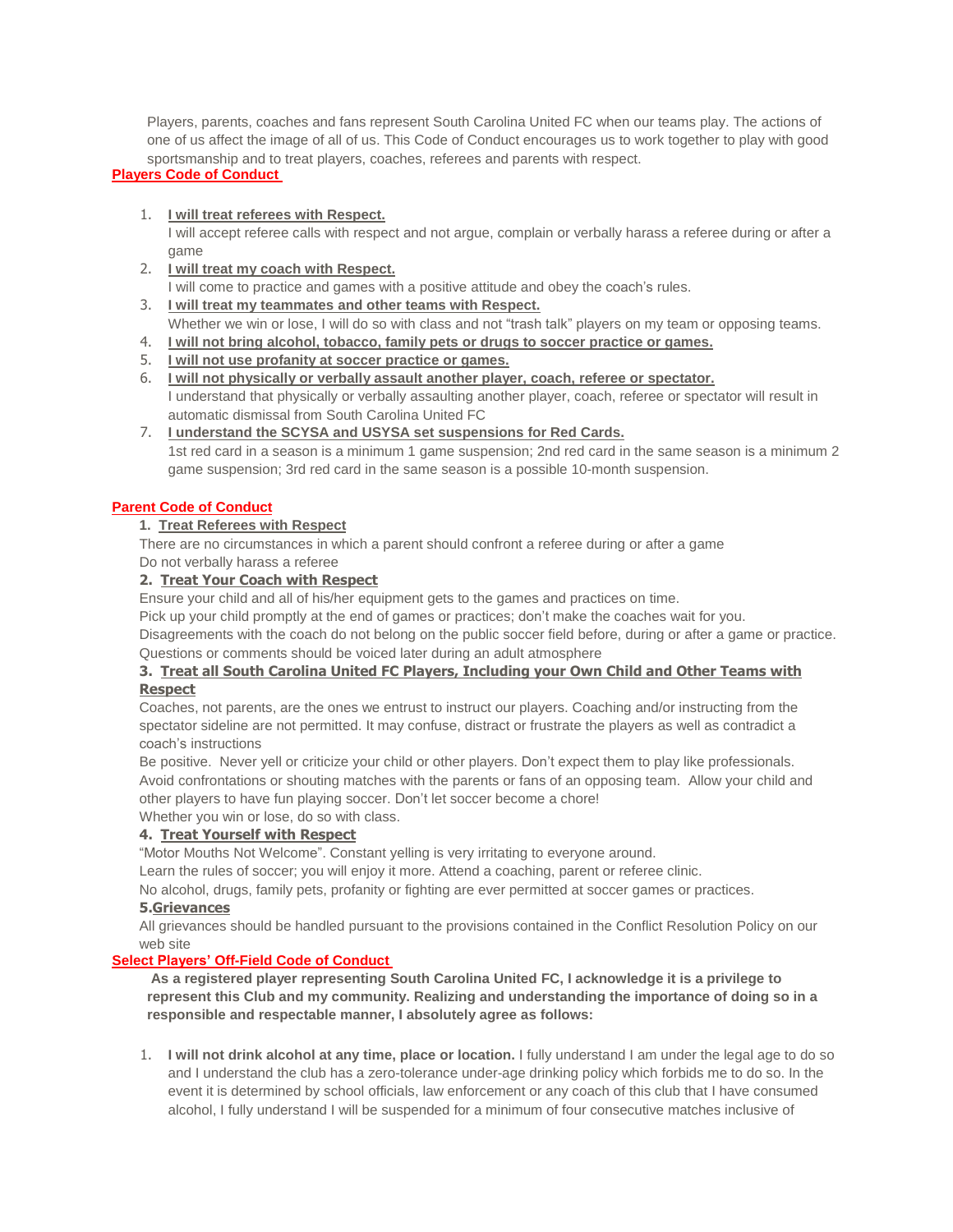Players, parents, coaches and fans represent South Carolina United FC when our teams play. The actions of one of us affect the image of all of us. This Code of Conduct encourages us to work together to play with good sportsmanship and to treat players, coaches, referees and parents with respect.

## Players Code of Conduct

1. **I will treat referees with Respect.**
   I will accept referee calls with respect and not argue, complain or verbally harass a referee during or after a game
2. **I will treat my coach with Respect.**
   I will come to practice and games with a positive attitude and obey the coach's rules.
3. **I will treat my teammates and other teams with Respect.**
   Whether we win or lose, I will do so with class and not "trash talk" players on my team or opposing teams.
4. **I will not bring alcohol, tobacco, family pets or drugs to soccer practice or games.**
5. **I will not use profanity at soccer practice or games.**
6. **I will not physically or verbally assault another player, coach, referee or spectator.**
   I understand that physically or verbally assaulting another player, coach, referee or spectator will result in automatic dismissal from South Carolina United FC
7. **I understand the SCYSA and USYSA set suspensions for Red Cards.**
   1st red card in a season is a minimum 1 game suspension; 2nd red card in the same season is a minimum 2 game suspension; 3rd red card in the same season is a possible 10-month suspension.

## Parent Code of Conduct

**1. Treat Referees with Respect**

There are no circumstances in which a parent should confront a referee during or after a game
Do not verbally harass a referee

**2. Treat Your Coach with Respect**

Ensure your child and all of his/her equipment gets to the games and practices on time.
Pick up your child promptly at the end of games or practices; don't make the coaches wait for you.
Disagreements with the coach do not belong on the public soccer field before, during or after a game or practice.
Questions or comments should be voiced later during an adult atmosphere

**3. Treat all South Carolina United FC Players, Including your Own Child and Other Teams with Respect**

Coaches, not parents, are the ones we entrust to instruct our players. Coaching and/or instructing from the spectator sideline are not permitted. It may confuse, distract or frustrate the players as well as contradict a coach's instructions
Be positive. Never yell or criticize your child or other players. Don't expect them to play like professionals.
Avoid confrontations or shouting matches with the parents or fans of an opposing team. Allow your child and other players to have fun playing soccer. Don't let soccer become a chore!
Whether you win or lose, do so with class.

**4. Treat Yourself with Respect**

"Motor Mouths Not Welcome". Constant yelling is very irritating to everyone around.
Learn the rules of soccer; you will enjoy it more. Attend a coaching, parent or referee clinic.
No alcohol, drugs, family pets, profanity or fighting are ever permitted at soccer games or practices.

**5.Grievances**

All grievances should be handled pursuant to the provisions contained in the Conflict Resolution Policy on our web site

## Select Players' Off-Field Code of Conduct

**As a registered player representing South Carolina United FC, I acknowledge it is a privilege to represent this Club and my community. Realizing and understanding the importance of doing so in a responsible and respectable manner, I absolutely agree as follows:**

1. **I will not drink alcohol at any time, place or location.** I fully understand I am under the legal age to do so and I understand the club has a zero-tolerance under-age drinking policy which forbids me to do so. In the event it is determined by school officials, law enforcement or any coach of this club that I have consumed alcohol, I fully understand I will be suspended for a minimum of four consecutive matches inclusive of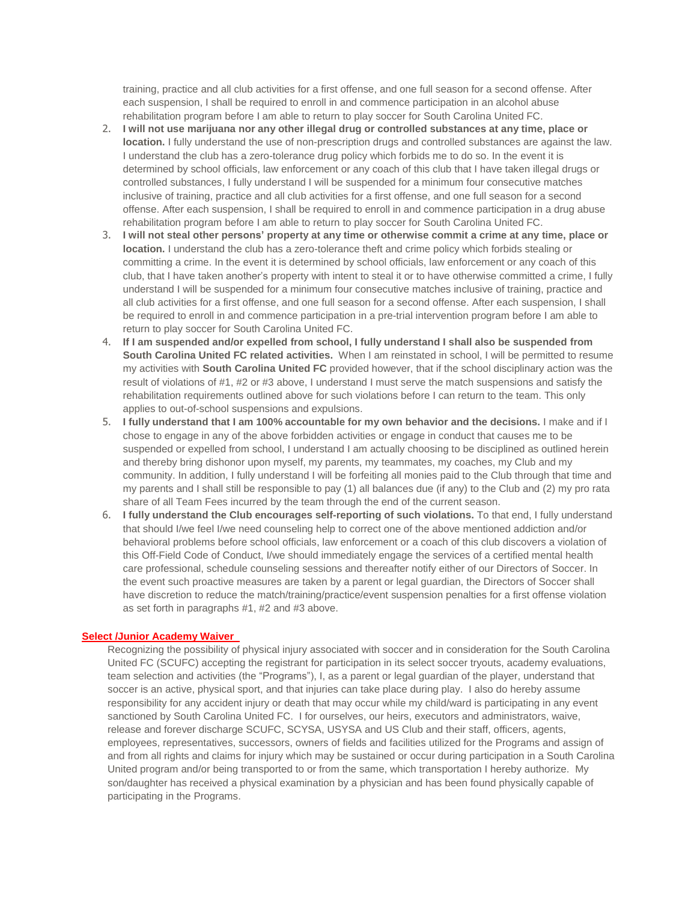training, practice and all club activities for a first offense, and one full season for a second offense. After each suspension, I shall be required to enroll in and commence participation in an alcohol abuse rehabilitation program before I am able to return to play soccer for South Carolina United FC.

2. **I will not use marijuana nor any other illegal drug or controlled substances at any time, place or location.** I fully understand the use of non-prescription drugs and controlled substances are against the law. I understand the club has a zero-tolerance drug policy which forbids me to do so. In the event it is determined by school officials, law enforcement or any coach of this club that I have taken illegal drugs or controlled substances, I fully understand I will be suspended for a minimum four consecutive matches inclusive of training, practice and all club activities for a first offense, and one full season for a second offense. After each suspension, I shall be required to enroll in and commence participation in a drug abuse rehabilitation program before I am able to return to play soccer for South Carolina United FC.
3. **I will not steal other persons' property at any time or otherwise commit a crime at any time, place or location.** I understand the club has a zero-tolerance theft and crime policy which forbids stealing or committing a crime. In the event it is determined by school officials, law enforcement or any coach of this club, that I have taken another's property with intent to steal it or to have otherwise committed a crime, I fully understand I will be suspended for a minimum four consecutive matches inclusive of training, practice and all club activities for a first offense, and one full season for a second offense. After each suspension, I shall be required to enroll in and commence participation in a pre-trial intervention program before I am able to return to play soccer for South Carolina United FC.
4. **If I am suspended and/or expelled from school, I fully understand I shall also be suspended from South Carolina United FC related activities.** When I am reinstated in school, I will be permitted to resume my activities with **South Carolina United FC** provided however, that if the school disciplinary action was the result of violations of #1, #2 or #3 above, I understand I must serve the match suspensions and satisfy the rehabilitation requirements outlined above for such violations before I can return to the team. This only applies to out-of-school suspensions and expulsions.
5. **I fully understand that I am 100% accountable for my own behavior and the decisions.** I make and if I chose to engage in any of the above forbidden activities or engage in conduct that causes me to be suspended or expelled from school, I understand I am actually choosing to be disciplined as outlined herein and thereby bring dishonor upon myself, my parents, my teammates, my coaches, my Club and my community. In addition, I fully understand I will be forfeiting all monies paid to the Club through that time and my parents and I shall still be responsible to pay (1) all balances due (if any) to the Club and (2) my pro rata share of all Team Fees incurred by the team through the end of the current season.
6. **I fully understand the Club encourages self-reporting of such violations.** To that end, I fully understand that should I/we feel I/we need counseling help to correct one of the above mentioned addiction and/or behavioral problems before school officials, law enforcement or a coach of this club discovers a violation of this Off-Field Code of Conduct, I/we should immediately engage the services of a certified mental health care professional, schedule counseling sessions and thereafter notify either of our Directors of Soccer. In the event such proactive measures are taken by a parent or legal guardian, the Directors of Soccer shall have discretion to reduce the match/training/practice/event suspension penalties for a first offense violation as set forth in paragraphs #1, #2 and #3 above.

## Select /Junior Academy Waiver

Recognizing the possibility of physical injury associated with soccer and in consideration for the South Carolina United FC (SCUFC) accepting the registrant for participation in its select soccer tryouts, academy evaluations, team selection and activities (the "Programs"), I, as a parent or legal guardian of the player, understand that soccer is an active, physical sport, and that injuries can take place during play. I also do hereby assume responsibility for any accident injury or death that may occur while my child/ward is participating in any event sanctioned by South Carolina United FC. I for ourselves, our heirs, executors and administrators, waive, release and forever discharge SCUFC, SCYSA, USYSA and US Club and their staff, officers, agents, employees, representatives, successors, owners of fields and facilities utilized for the Programs and assign of and from all rights and claims for injury which may be sustained or occur during participation in a South Carolina United program and/or being transported to or from the same, which transportation I hereby authorize. My son/daughter has received a physical examination by a physician and has been found physically capable of participating in the Programs.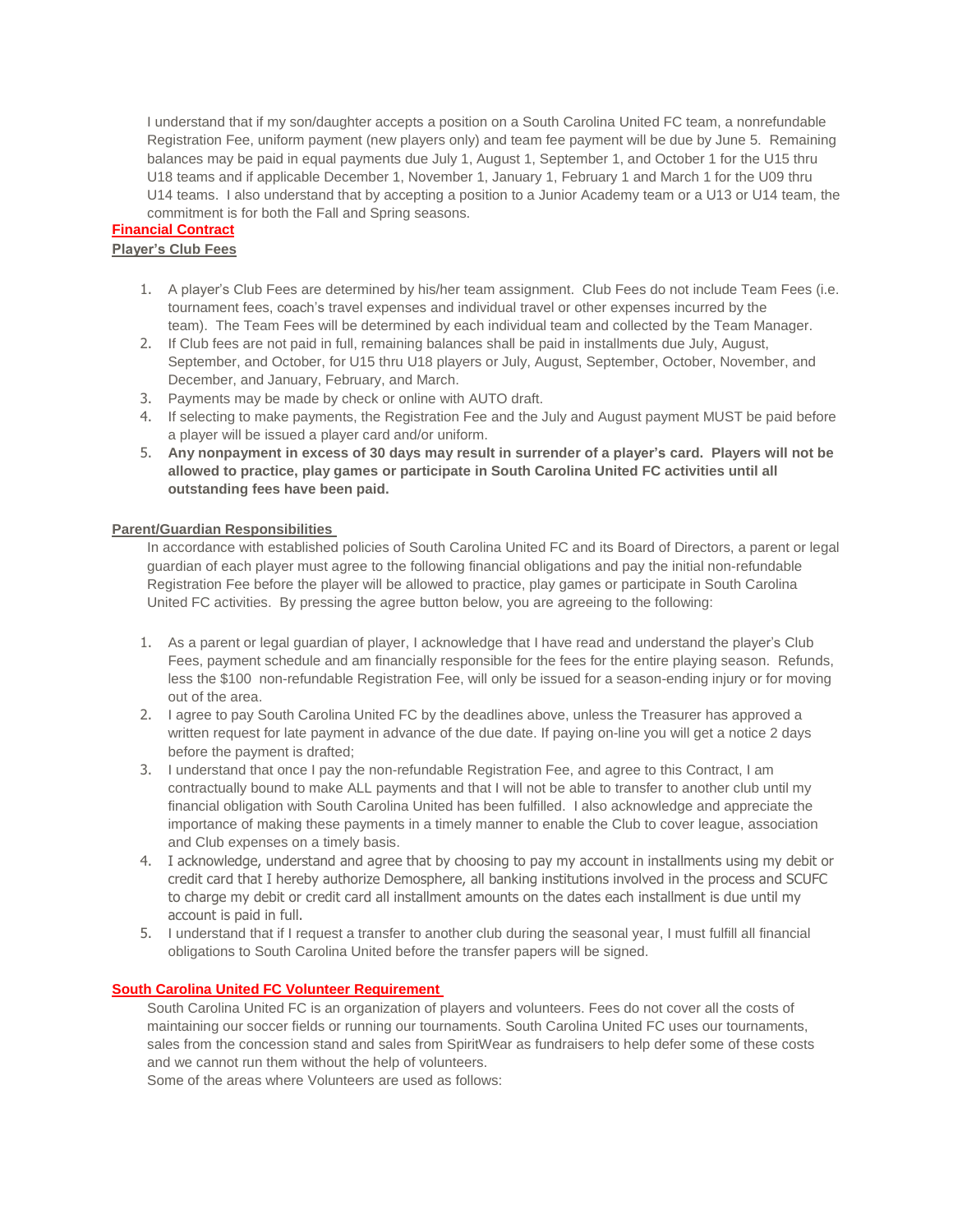I understand that if my son/daughter accepts a position on a South Carolina United FC team, a nonrefundable Registration Fee, uniform payment (new players only) and team fee payment will be due by June 5. Remaining balances may be paid in equal payments due July 1, August 1, September 1, and October 1 for the U15 thru U18 teams and if applicable December 1, November 1, January 1, February 1 and March 1 for the U09 thru U14 teams. I also understand that by accepting a position to a Junior Academy team or a U13 or U14 team, the commitment is for both the Fall and Spring seasons.

## Financial Contract

### Player's Club Fees

1. A player's Club Fees are determined by his/her team assignment. Club Fees do not include Team Fees (i.e. tournament fees, coach's travel expenses and individual travel or other expenses incurred by the team). The Team Fees will be determined by each individual team and collected by the Team Manager.
2. If Club fees are not paid in full, remaining balances shall be paid in installments due July, August, September, and October, for U15 thru U18 players or July, August, September, October, November, and December, and January, February, and March.
3. Payments may be made by check or online with AUTO draft.
4. If selecting to make payments, the Registration Fee and the July and August payment MUST be paid before a player will be issued a player card and/or uniform.
5. **Any nonpayment in excess of 30 days may result in surrender of a player's card. Players will not be allowed to practice, play games or participate in South Carolina United FC activities until all outstanding fees have been paid.**

### Parent/Guardian Responsibilities

In accordance with established policies of South Carolina United FC and its Board of Directors, a parent or legal guardian of each player must agree to the following financial obligations and pay the initial non-refundable Registration Fee before the player will be allowed to practice, play games or participate in South Carolina United FC activities. By pressing the agree button below, you are agreeing to the following:

1. As a parent or legal guardian of player, I acknowledge that I have read and understand the player's Club Fees, payment schedule and am financially responsible for the fees for the entire playing season. Refunds, less the $100 non-refundable Registration Fee, will only be issued for a season-ending injury or for moving out of the area.
2. I agree to pay South Carolina United FC by the deadlines above, unless the Treasurer has approved a written request for late payment in advance of the due date. If paying on-line you will get a notice 2 days before the payment is drafted;
3. I understand that once I pay the non-refundable Registration Fee, and agree to this Contract, I am contractually bound to make ALL payments and that I will not be able to transfer to another club until my financial obligation with South Carolina United has been fulfilled. I also acknowledge and appreciate the importance of making these payments in a timely manner to enable the Club to cover league, association and Club expenses on a timely basis.
4. I acknowledge, understand and agree that by choosing to pay my account in installments using my debit or credit card that I hereby authorize Demosphere, all banking institutions involved in the process and SCUFC to charge my debit or credit card all installment amounts on the dates each installment is due until my account is paid in full.
5. I understand that if I request a transfer to another club during the seasonal year, I must fulfill all financial obligations to South Carolina United before the transfer papers will be signed.

## South Carolina United FC Volunteer Requirement

South Carolina United FC is an organization of players and volunteers. Fees do not cover all the costs of maintaining our soccer fields or running our tournaments. South Carolina United FC uses our tournaments, sales from the concession stand and sales from SpiritWear as fundraisers to help defer some of these costs and we cannot run them without the help of volunteers.

Some of the areas where Volunteers are used as follows: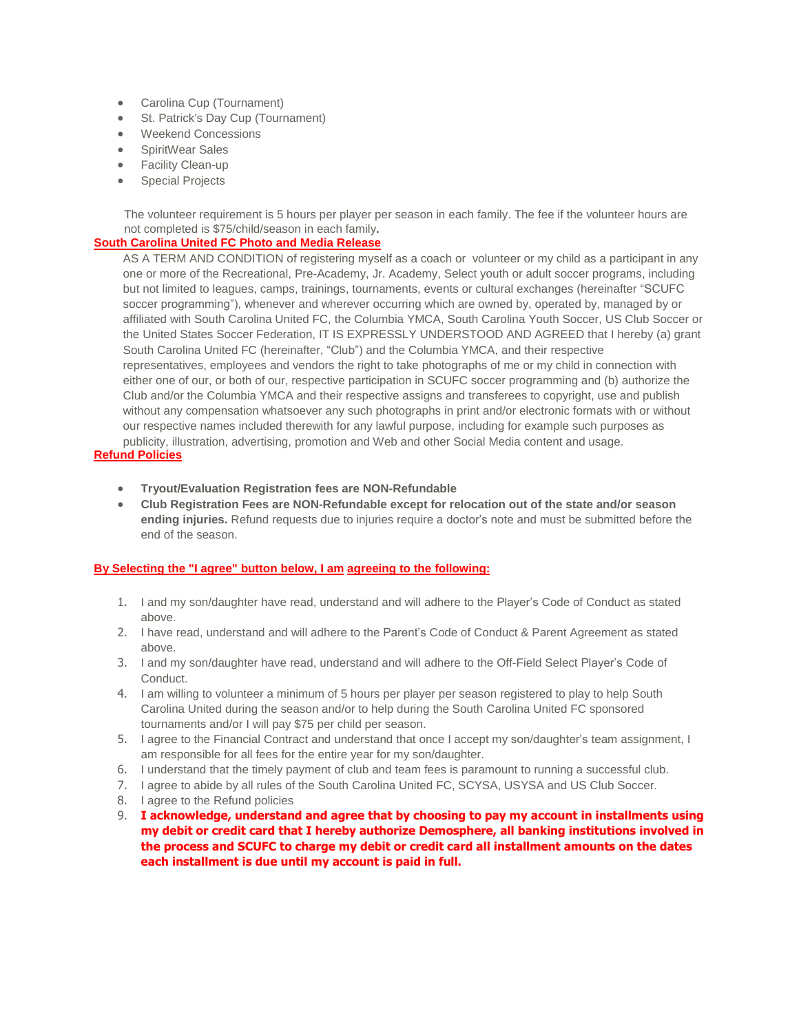- Carolina Cup (Tournament)
- St. Patrick's Day Cup (Tournament)
- Weekend Concessions
- SpiritWear Sales
- Facility Clean-up
- Special Projects

The volunteer requirement is 5 hours per player per season in each family. The fee if the volunteer hours are not completed is $75/child/season in each family**.**

**South Carolina United FC Photo and Media Release**

AS A TERM AND CONDITION of registering myself as a coach or volunteer or my child as a participant in any one or more of the Recreational, Pre-Academy, Jr. Academy, Select youth or adult soccer programs, including but not limited to leagues, camps, trainings, tournaments, events or cultural exchanges (hereinafter "SCUFC soccer programming"), whenever and wherever occurring which are owned by, operated by, managed by or affiliated with South Carolina United FC, the Columbia YMCA, South Carolina Youth Soccer, US Club Soccer or the United States Soccer Federation, IT IS EXPRESSLY UNDERSTOOD AND AGREED that I hereby (a) grant South Carolina United FC (hereinafter, "Club") and the Columbia YMCA, and their respective representatives, employees and vendors the right to take photographs of me or my child in connection with either one of our, or both of our, respective participation in SCUFC soccer programming and (b) authorize the Club and/or the Columbia YMCA and their respective assigns and transferees to copyright, use and publish without any compensation whatsoever any such photographs in print and/or electronic formats with or without our respective names included therewith for any lawful purpose, including for example such purposes as publicity, illustration, advertising, promotion and Web and other Social Media content and usage.

**Refund Policies**

- **Tryout/Evaluation Registration fees are NON-Refundable**
- **Club Registration Fees are NON-Refundable except for relocation out of the state and/or season ending injuries.** Refund requests due to injuries require a doctor's note and must be submitted before the end of the season.

**By Selecting the "I agree" button below, I am agreeing to the following:**

1. I and my son/daughter have read, understand and will adhere to the Player's Code of Conduct as stated above.
2. I have read, understand and will adhere to the Parent's Code of Conduct & Parent Agreement as stated above.
3. I and my son/daughter have read, understand and will adhere to the Off-Field Select Player's Code of Conduct.
4. I am willing to volunteer a minimum of 5 hours per player per season registered to play to help South Carolina United during the season and/or to help during the South Carolina United FC sponsored tournaments and/or I will pay $75 per child per season.
5. I agree to the Financial Contract and understand that once I accept my son/daughter's team assignment, I am responsible for all fees for the entire year for my son/daughter.
6. I understand that the timely payment of club and team fees is paramount to running a successful club.
7. I agree to abide by all rules of the South Carolina United FC, SCYSA, USYSA and US Club Soccer.
8. I agree to the Refund policies
9. **I acknowledge, understand and agree that by choosing to pay my account in installments using my debit or credit card that I hereby authorize Demosphere, all banking institutions involved in the process and SCUFC to charge my debit or credit card all installment amounts on the dates each installment is due until my account is paid in full.**